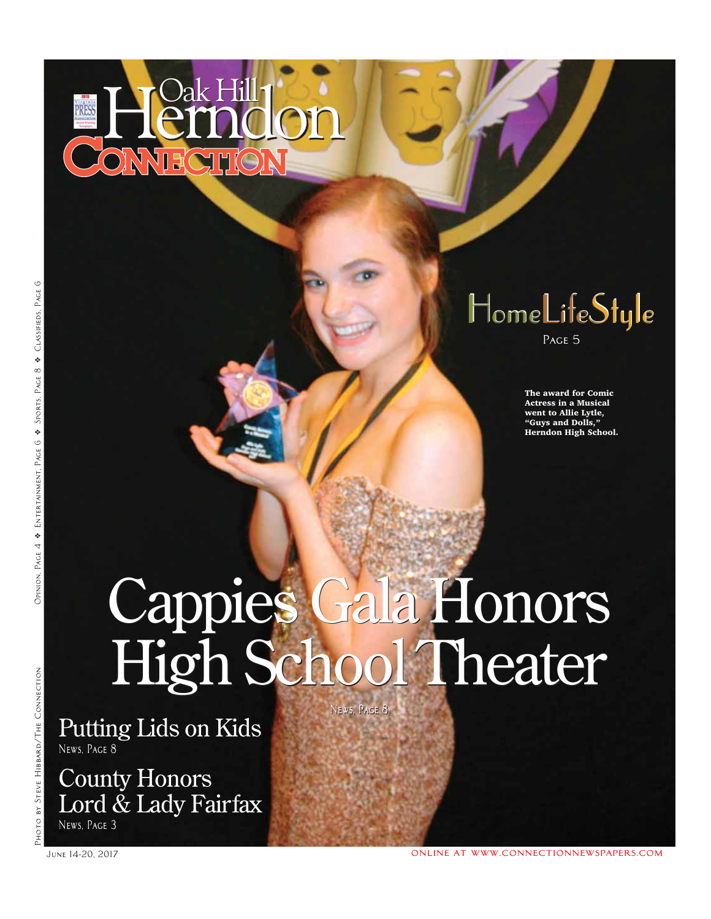# Oak Hill Herndon Connection

## HomeLifeStyle

Page 5

The award for Comic Actress in a Musical went to Allie Lytle, "Guys and Dolls," Herndon High School.

# Cappies Gala Honors High School Theater

News, Page 8

## Putting Lids on Kids

News, Page 8

## County Honors Lord & Lady Fairfax

News, Page 3

Opinion, Page 4 ❖ Entertainment, Page 6 ❖ Sports, Page 8 ❖ Classifieds, Page 6

Photo by Steve Hibbard/The Connection

June 14-20, 2017

online at www.connectionnewspapers.com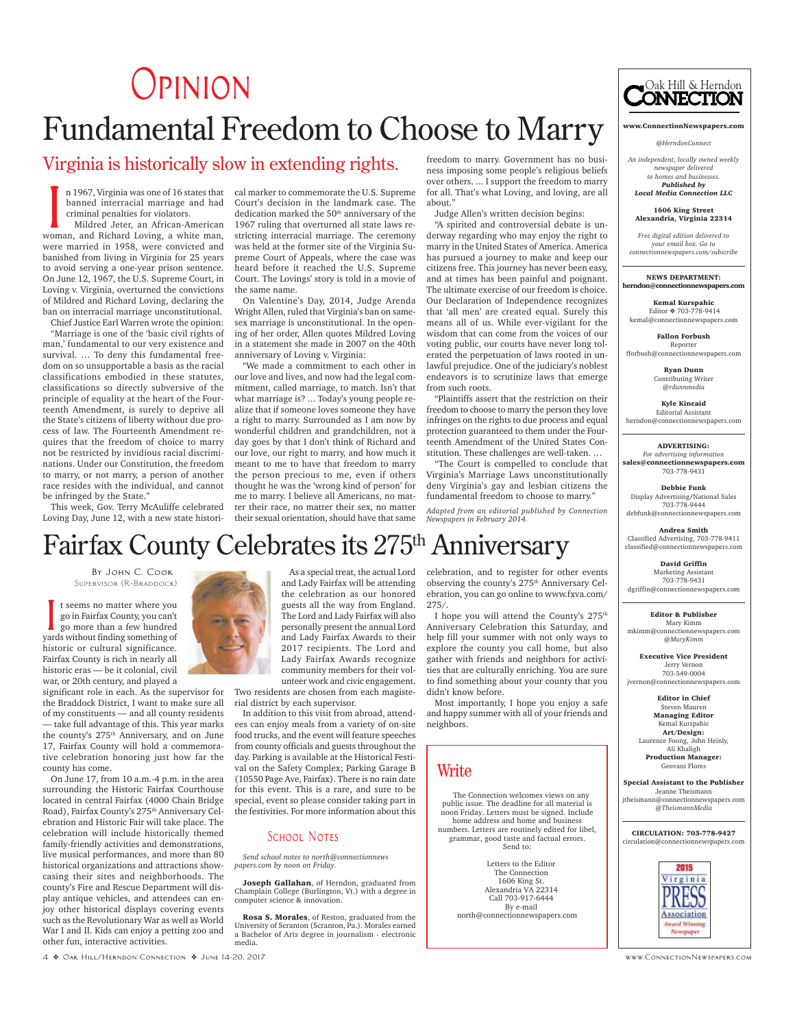# Opinion

# Fundamental Freedom to Choose to Marry

## Virginia is historically slow in extending rights.

In 1967, Virginia was one of 16 states that banned interracial marriage and had criminal penalties for violators.

Mildred Jeter, an African-American woman, and Richard Loving, a white man, were married in 1958, were convicted and banished from living in Virginia for 25 years to avoid serving a one-year prison sentence. On June 12, 1967, the U.S. Supreme Court, in Loving v. Virginia, overturned the convictions of Mildred and Richard Loving, declaring the ban on interracial marriage unconstitutional.

Chief Justice Earl Warren wrote the opinion: "Marriage is one of the 'basic civil rights of man,' fundamental to our very existence and survival. … To deny this fundamental freedom on so unsupportable a basis as the racial classifications embodied in these statutes, classifications so directly subversive of the principle of equality at the heart of the Fourteenth Amendment, is surely to deprive all the State's citizens of liberty without due process of law. The Fourteenth Amendment requires that the freedom of choice to marry not be restricted by invidious racial discriminations. Under our Constitution, the freedom to marry, or not marry, a person of another race resides with the individual, and cannot be infringed by the State."

This week, Gov. Terry McAuliffe celebrated Loving Day, June 12, with a new state historical marker to commemorate the U.S. Supreme Court's decision in the landmark case. The dedication marked the 50th anniversary of the 1967 ruling that overturned all state laws restricting interracial marriage. The ceremony was held at the former site of the Virginia Supreme Court of Appeals, where the case was heard before it reached the U.S. Supreme Court. The Lovings' story is told in a movie of the same name.

On Valentine's Day, 2014, Judge Arenda Wright Allen, ruled that Virginia's ban on same-sex marriage is unconstitutional. In the opening of her order, Allen quotes Mildred Loving in a statement she made in 2007 on the 40th anniversary of Loving v. Virginia:

"We made a commitment to each other in our love and lives, and now had the legal commitment, called marriage, to match. Isn't that what marriage is? ... Today's young people realize that if someone loves someone they have a right to marry. Surrounded as I am now by wonderful children and grandchildren, not a day goes by that I don't think of Richard and our love, our right to marry, and how much it meant to me to have that freedom to marry the person precious to me, even if others thought he was the 'wrong kind of person' for me to marry. I believe all Americans, no matter their race, no matter their sex, no matter their sexual orientation, should have that same freedom to marry. Government has no business imposing some people's religious beliefs over others. ... I support the freedom to marry for all. That's what Loving, and loving, are all about."

Judge Allen's written decision begins:

"A spirited and controversial debate is underway regarding who may enjoy the right to marry in the United States of America. America has pursued a journey to make and keep our citizens free. This journey has never been easy, and at times has been painful and poignant. The ultimate exercise of our freedom is choice. Our Declaration of Independence recognizes that 'all men' are created equal. Surely this means all of us. While ever-vigilant for the wisdom that can come from the voices of our voting public, our courts have never long tolerated the perpetuation of laws rooted in unlawful prejudice. One of the judiciary's noblest endeavors is to scrutinize laws that emerge from such roots.

"Plaintiffs assert that the restriction on their freedom to choose to marry the person they love infringes on the rights to due process and equal protection guaranteed to them under the Fourteenth Amendment of the United States Constitution. These challenges are well-taken. …

"The Court is compelled to conclude that Virginia's Marriage Laws unconstitutionally deny Virginia's gay and lesbian citizens the fundamental freedom to choose to marry."

*Adapted from an editorial published by Connection Newspapers in February 2014.*

# Fairfax County Celebrates its 275th Anniversary

By John C. Cook
Supervisor (R-Braddock)

It seems no matter where you go in Fairfax County, you can't go more than a few hundred yards without finding something of historic or cultural significance. Fairfax County is rich in nearly all historic eras — be it colonial, civil war, or 20th century, and played a significant role in each. As the supervisor for the Braddock District, I want to make sure all of my constituents — and all county residents — take full advantage of this. This year marks the county's 275th Anniversary, and on June 17, Fairfax County will hold a commemorative celebration honoring just how far the county has come.

On June 17, from 10 a.m.-4 p.m. in the area surrounding the Historic Fairfax Courthouse located in central Fairfax (4000 Chain Bridge Road), Fairfax County's 275th Anniversary Celebration and Historic Fair will take place. The celebration will include historically themed family-friendly activities and demonstrations, live musical performances, and more than 80 historical organizations and attractions showcasing their sites and neighborhoods. The county's Fire and Rescue Department will display antique vehicles, and attendees can enjoy other historical displays covering events such as the Revolutionary War as well as World War I and II. Kids can enjoy a petting zoo and other fun, interactive activities.

As a special treat, the actual Lord and Lady Fairfax will be attending the celebration as our honored guests all the way from England. The Lord and Lady Fairfax will also personally present the annual Lord and Lady Fairfax Awards to their 2017 recipients. The Lord and Lady Fairfax Awards recognize community members for their volunteer work and civic engagement. Two residents are chosen from each magisterial district by each supervisor.

In addition to this visit from abroad, attendees can enjoy meals from a variety of on-site food trucks, and the event will feature speeches from county officials and guests throughout the day. Parking is available at the Historical Festival on the Safety Complex; Parking Garage B (10550 Page Ave, Fairfax). There is no rain date for this event. This is a rare, and sure to be special, event so please consider taking part in the festivities. For more information about this celebration, and to register for other events observing the county's 275th Anniversary Celebration, you can go online to www.fxva.com/275/.

I hope you will attend the County's 275th Anniversary Celebration this Saturday, and help fill your summer with not only ways to explore the county you call home, but also gather with friends and neighbors for activities that are culturally enriching. You are sure to find something about your county that you didn't know before.

Most importantly, I hope you enjoy a safe and happy summer with all of your friends and neighbors.

## School Notes

*Send school notes to north@connectionnewspapers.com by noon on Friday.*

**Joseph Gallahan**, of Herndon, graduated from Champlain College (Burlington, Vt.) with a degree in computer science & innovation.

**Rosa S. Morales**, of Reston, graduated from the University of Scranton (Scranton, Pa.). Morales earned a Bachelor of Arts degree in journalism - electronic media.

## Write

The Connection welcomes views on any public issue. The deadline for all material is noon Friday. Letters must be signed. Include home address and home and business numbers. Letters are routinely edited for libel, grammar, good taste and factual errors. Send to:

Letters to the Editor
The Connection
1606 King St.
Alexandria VA 22314
Call 703-917-6444
By e-mail
north@connectionnewspapers.com

---

**Oak Hill & Herndon Connection**

**www.ConnectionNewspapers.com**

*@HerndonConnect*

*An independent, locally owned weekly newspaper delivered to homes and businesses.*
***Published by Local Media Connection LLC***

**1606 King Street
Alexandria, Virginia 22314**

*Free digital edition delivered to your email box. Go to connectionnewspapers.com/subscribe*

**NEWS DEPARTMENT:**
**herndon@connectionnewspapers.com**

**Kemal Kurspahic**
Editor ❖ 703-778-9414
kemal@connectionnewspapers.com

**Fallon Forbush**
Reporter
fforbush@connectionnewspapers.com

**Ryan Dunn**
Contributing Writer
*@rdunnmedia*

**Kyle Kincaid**
Editorial Assistant
herndon@connectionnewspapers.com

**ADVERTISING:**
*For advertising information*
**sales@connectionnewspapers.com**
703-778-9431

**Debbie Funk**
Display Advertising/National Sales
703-778-9444
debfunk@connectionnewspapers.com

**Andrea Smith**
Classified Advertising, 703-778-9411
classified@connectionnewspapers.com

**David Griffin**
Marketing Assistant
703-778-9431
dgriffin@connectionnewspapers.com

**Editor & Publisher**
Mary Kimm
mkimm@connectionnewspapers.com
*@MaryKimm*

**Executive Vice President**
Jerry Vernon
703-549-0004
jvernon@connectionnewspapers.com

**Editor in Chief**
Steven Mauren
**Managing Editor**
Kemal Kurspahic
**Art/Design:**
Laurence Foong, John Heinly, Ali Khaligh
**Production Manager:**
Geovani Flores

**Special Assistant to the Publisher**
Jeanne Theismann
jtheismann@connectionnewspapers.com
*@TheismannMedia*

**CIRCULATION: 703-778-9427**
circulation@connectionnewspapers.com

2015 Virginia Press Association Award Winning Newspaper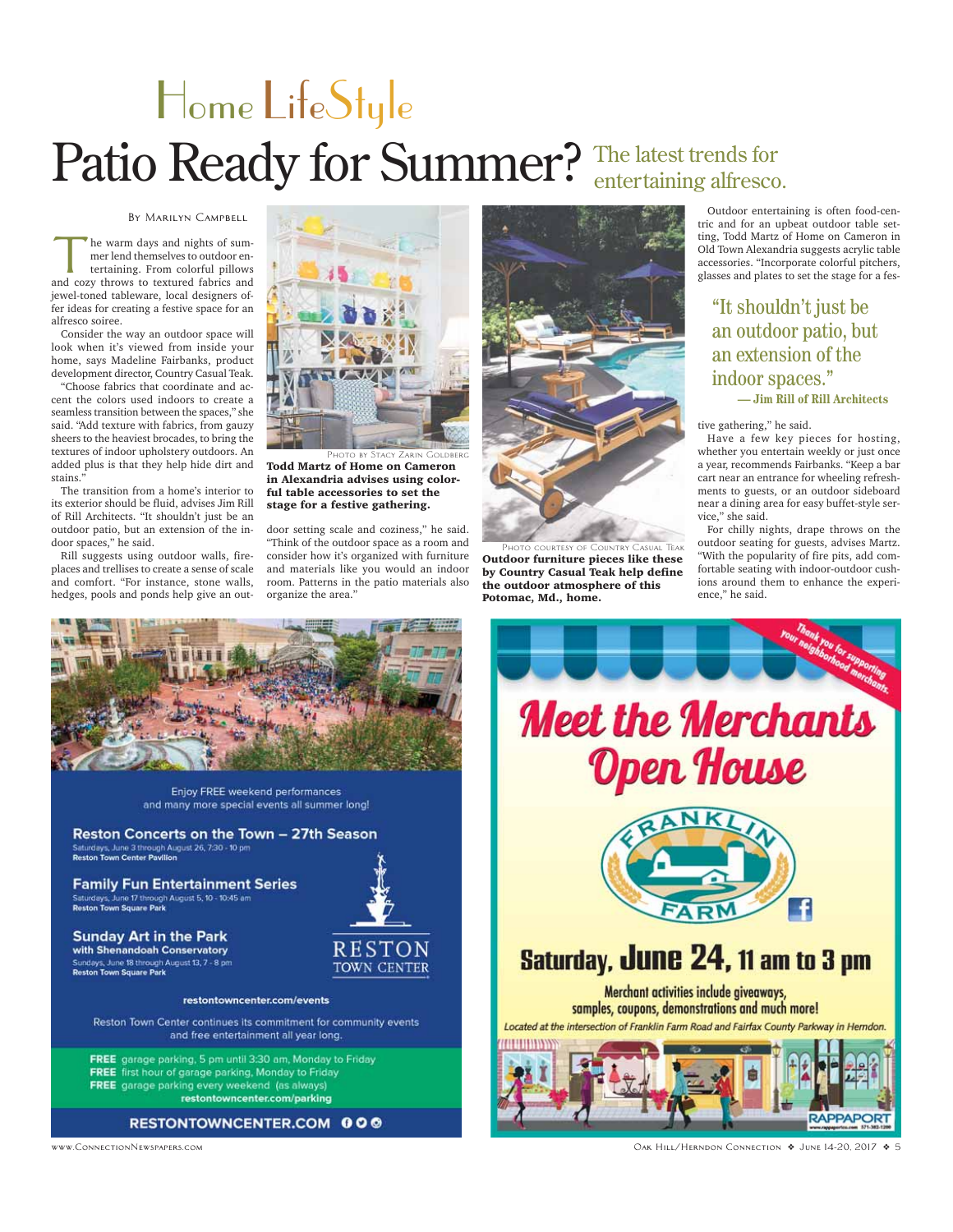# Home LifeStyle

# Patio Ready for Summer?

## The latest trends for entertaining alfresco.

By Marilyn Campbell

The warm days and nights of summer lend themselves to outdoor entertaining. From colorful pillows and cozy throws to textured fabrics and jewel-toned tableware, local designers offer ideas for creating a festive space for an alfresco soiree.

Consider the way an outdoor space will look when it's viewed from inside your home, says Madeline Fairbanks, product development director, Country Casual Teak.

"Choose fabrics that coordinate and accent the colors used indoors to create a seamless transition between the spaces," she said. "Add texture with fabrics, from gauzy sheers to the heaviest brocades, to bring the textures of indoor upholstery outdoors. An added plus is that they help hide dirt and stains."

The transition from a home's interior to its exterior should be fluid, advises Jim Rill of Rill Architects. "It shouldn't just be an outdoor patio, but an extension of the indoor spaces," he said.

Rill suggests using outdoor walls, fireplaces and trellises to create a sense of scale and comfort. "For instance, stone walls, hedges, pools and ponds help give an outdoor setting scale and coziness," he said. "Think of the outdoor space as a room and consider how it's organized with furniture and materials like you would an indoor room. Patterns in the patio materials also organize the area."

Photo by Stacy Zarin Goldberg

**Todd Martz of Home on Cameron in Alexandria advises using colorful table accessories to set the stage for a festive gathering.**

Photo courtesy of Country Casual Teak

**Outdoor furniture pieces like these by Country Casual Teak help define the outdoor atmosphere of this Potomac, Md., home.**

Outdoor entertaining is often food-centric and for an upbeat outdoor table setting, Todd Martz of Home on Cameron in Old Town Alexandria suggests acrylic table accessories. "Incorporate colorful pitchers, glasses and plates to set the stage for a festive gathering," he said.

> "It shouldn't just be an outdoor patio, but an extension of the indoor spaces."
> **— Jim Rill of Rill Architects**

Have a few key pieces for hosting, whether you entertain weekly or just once a year, recommends Fairbanks. "Keep a bar cart near an entrance for wheeling refreshments to guests, or an outdoor sideboard near a dining area for easy buffet-style service," she said.

For chilly nights, drape throws on the outdoor seating for guests, advises Martz. "With the popularity of fire pits, add comfortable seating with indoor-outdoor cushions around them to enhance the experience," he said.

---

Enjoy FREE weekend performances and many more special events all summer long!

**Reston Concerts on the Town – 27th Season**
Saturdays, June 3 through August 26, 7:30 - 10 pm
**Reston Town Center Pavilion**

**Family Fun Entertainment Series**
Saturdays, June 17 through August 5, 10 - 10:45 am
**Reston Town Square Park**

**Sunday Art in the Park**
**with Shenandoah Conservatory**
Sundays, June 18 through August 13, 7 - 8 pm
**Reston Town Square Park**

RESTON TOWN CENTER

**restontowncenter.com/events**

Reston Town Center continues its commitment for community events and free entertainment all year long.

**FREE** garage parking, 5 pm until 3:30 am, Monday to Friday
**FREE** first hour of garage parking, Monday to Friday
**FREE** garage parking every weekend (as always)
**restontowncenter.com/parking**

**RESTONTOWNCENTER.COM**

---

*Thank you for supporting your neighborhood merchants.*

# Meet the Merchants Open House

FRANKLIN FARM

## Saturday, June 24, 11 am to 3 pm

Merchant activities include giveaways, samples, coupons, demonstrations and much more!

*Located at the intersection of Franklin Farm Road and Fairfax County Parkway in Herndon.*

RAPPAPORT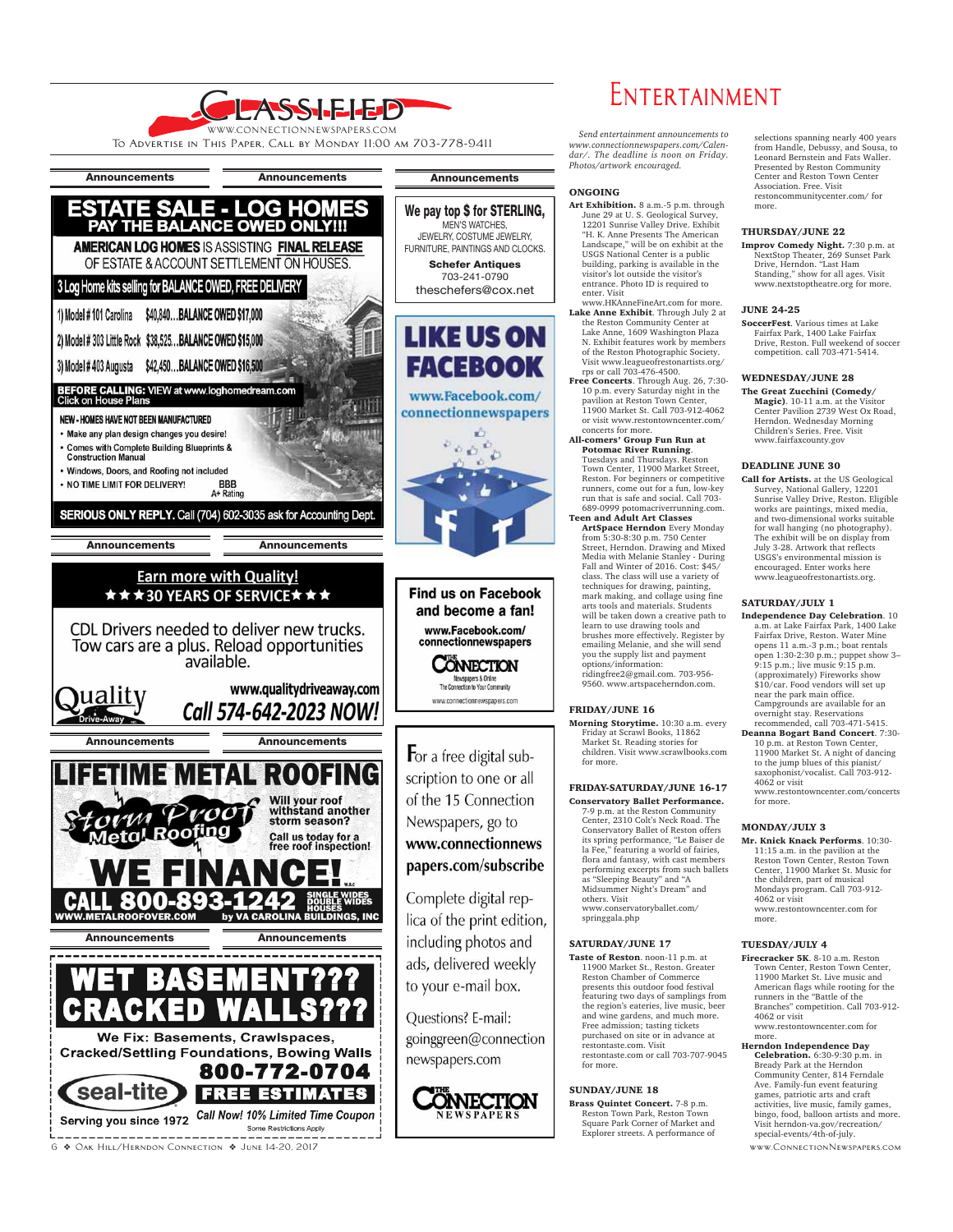# Classified

www.connectionnewspapers.com

To Advertise in This Paper, Call by Monday 11:00 am 703-778-9411

## Announcements

**ESTATE SALE - LOG HOMES**
**PAY THE BALANCE OWED ONLY!!!**

**AMERICAN LOG HOMES** IS ASSISTING **FINAL RELEASE** OF ESTATE & ACCOUNT SETTLEMENT ON HOUSES.

**3 Log Home kits selling for BALANCE OWED, FREE DELIVERY**

1) Model # 101 Carolina $40,840...BALANCE OWED $17,000
2) Model # 303 Little Rock $38,525...BALANCE OWED $15,000
3) Model # 403 Augusta $42,450...BALANCE OWED $16,500

**BEFORE CALLING:** VIEW at www.loghomedream.com
Click on House Plans

**NEW - HOMES HAVE NOT BEEN MANUFACTURED**

- Make any plan design changes you desire!
- Comes with Complete Building Blueprints & Construction Manual
- Windows, Doors, and Roofing not included
- NO TIME LIMIT FOR DELIVERY!

BBB A+ Rating

**SERIOUS ONLY REPLY.** Call (704) 602-3035 ask for Accounting Dept.

## Announcements

**Earn more with Quality!**
★★★30 YEARS OF SERVICE★★★

CDL Drivers needed to deliver new trucks. Tow cars are a plus. Reload opportunities available.

Quality Drive-Away
www.qualitydriveaway.com
**Call 574-642-2023 NOW!**

## Announcements

**LIFETIME METAL ROOFING**

Storm Proof Metal Roofing

Will your roof withstand another storm season?

Call us today for a free roof inspection!

**WE FINANCE!**

**CALL 800-893-1242** SINGLE WIDES DOUBLE WIDES HOUSES

WWW.METALROOFOVER.COM by VA CAROLINA BUILDINGS, INC

## Announcements

**WET BASEMENT??? CRACKED WALLS???**

We Fix: Basements, Crawlspaces, Cracked/Settling Foundations, Bowing Walls

**800-772-0704**

seal-tite **FREE ESTIMATES**

Serving you since 1972

Call Now! 10% Limited Time Coupon
Some Restrictions Apply

## Announcements

**We pay top $ for STERLING,** MEN'S WATCHES, JEWELRY, COSTUME JEWELRY, FURNITURE, PAINTINGS AND CLOCKS.

**Schefer Antiques**
703-241-0790
theschefers@cox.net

**LIKE US ON FACEBOOK**
www.Facebook.com/connectionnewspapers

**Find us on Facebook and become a fan!**
www.Facebook.com/connectionnewspapers

The Connection Newspapers & Online
The Connection to Your Community
www.connectionnewspapers.com

For a free digital subscription to one or all of the 15 Connection Newspapers, go to **www.connectionnewspapers.com/subscribe**

Complete digital replica of the print edition, including photos and ads, delivered weekly to your e-mail box.

Questions? E-mail: goinggreen@connectionnewspapers.com

The Connection Newspapers

# Entertainment

*Send entertainment announcements to www.connectionnewspapers.com/Calendar/. The deadline is noon on Friday. Photos/artwork encouraged.*

## ONGOING

**Art Exhibition.** 8 a.m.-5 p.m. through June 29 at U. S. Geological Survey, 12201 Sunrise Valley Drive. Exhibit "H. K. Anne Presents The American Landscape," will be on exhibit at the USGS National Center is a public building, parking is available in the visitor's lot outside the visitor's entrance. Photo ID is required to enter. Visit www.HKAnneFineArt.com for more.

**Lake Anne Exhibit**. Through July 2 at the Reston Community Center at Lake Anne, 1609 Washington Plaza N. Exhibit features work by members of the Reston Photographic Society. Visit www.leagueofrestonartists.org/rps or call 703-476-4500.

**Free Concerts**. Through Aug. 26, 7:30-10 p.m. every Saturday night in the pavilion at Reston Town Center, 11900 Market St. Call 703-912-4062 or visit www.restontowncenter.com/concerts for more.

**All-comers' Group Fun Run at Potomac River Running**. Tuesdays and Thursdays. Reston Town Center, 11900 Market Street, Reston. For beginners or competitive runners, come out for a fun, low-key run that is safe and social. Call 703-689-0999 potomacriverrunning.com.

**Teen and Adult Art Classes ArtSpace Herndon** Every Monday from 5:30-8:30 p.m. 750 Center Street, Herndon. Drawing and Mixed Media with Melanie Stanley - During Fall and Winter of 2016. Cost: $45/class. The class will use a variety of techniques for drawing, painting, mark making, and collage using fine arts tools and materials. Students will be taken down a creative path to learn to use drawing tools and brushes more effectively. Register by emailing Melanie, and she will send you the supply list and payment options/information: ridingfree2@gmail.com. 703-956-9560. www.artspaceherndon.com.

## FRIDAY/JUNE 16

**Morning Storytime.** 10:30 a.m. every Friday at Scrawl Books, 11862 Market St. Reading stories for children. Visit www.scrawlbooks.com for more.

## FRIDAY-SATURDAY/JUNE 16-17

**Conservatory Ballet Performance.** 7-9 p.m. at the Reston Community Center, 2310 Colt's Neck Road. The Conservatory Ballet of Reston offers its spring performance, "Le Baiser de la Fee," featuring a world of fairies, flora and fantasy, with cast members performing excerpts from such ballets as "Sleeping Beauty" and "A Midsummer Night's Dream" and others. Visit www.conservatoryballet.com/springgala.php

## SATURDAY/JUNE 17

**Taste of Reston**. noon-11 p.m. at 11900 Market St., Reston. Greater Reston Chamber of Commerce presents this outdoor food festival featuring two days of samplings from the region's eateries, live music, beer and wine gardens, and much more. Free admission; tasting tickets purchased on site or in advance at restontaste.com. Visit restontaste.com or call 703-707-9045 for more.

## SUNDAY/JUNE 18

**Brass Quintet Concert.** 7-8 p.m. Reston Town Park, Reston Town Square Park Corner of Market and Explorer streets. A performance of selections spanning nearly 400 years from Handle, Debussy, and Sousa, to Leonard Bernstein and Fats Waller. Presented by Reston Community Center and Reston Town Center Association. Free. Visit restoncommunitycenter.com/ for more.

## THURSDAY/JUNE 22

**Improv Comedy Night.** 7:30 p.m. at NextStop Theater, 269 Sunset Park Drive, Herndon. "Last Ham Standing," show for all ages. Visit www.nextstoptheatre.org for more.

## JUNE 24-25

**SoccerFest**. Various times at Lake Fairfax Park, 1400 Lake Fairfax Drive, Reston. Full weekend of soccer competition. call 703-471-5414.

## WEDNESDAY/JUNE 28

**The Great Zucchini (Comedy/Magic)**. 10-11 a.m. at the Visitor Center Pavilion 2739 West Ox Road, Herndon. Wednesday Morning Children's Series. Free. Visit www.fairfaxcounty.gov

## DEADLINE JUNE 30

**Call for Artists.** at the US Geological Survey, National Gallery, 12201 Sunrise Valley Drive, Reston. Eligible works are paintings, mixed media, and two-dimensional works suitable for wall hanging (no photography). The exhibit will be on display from July 3-28. Artwork that reflects USGS's environmental mission is encouraged. Enter works here www.leagueofrestonartists.org.

## SATURDAY/JULY 1

**Independence Day Celebration**. 10 a.m. at Lake Fairfax Park, 1400 Lake Fairfax Drive, Reston. Water Mine opens 11 a.m.-3 p.m.; boat rentals open 1:30-2:30 p.m.; puppet show 3–9:15 p.m.; live music 9:15 p.m. (approximately) Fireworks show $10/car. Food vendors will set up near the park main office. Campgrounds are available for an overnight stay. Reservations recommended, call 703-471-5415.

**Deanna Bogart Band Concert**. 7:30-10 p.m. at Reston Town Center, 11900 Market St. A night of dancing to the jump blues of this pianist/saxophonist/vocalist. Call 703-912-4062 or visit www.restontowncenter.com/concerts for more.

## MONDAY/JULY 3

**Mr. Knick Knack Performs**. 10:30-11:15 a.m. in the pavilion at the Reston Town Center, Reston Town Center, 11900 Market St. Music for the children, part of musical Mondays program. Call 703-912-4062 or visit www.restontowncenter.com for more.

## TUESDAY/JULY 4

**Firecracker 5K**. 8-10 a.m. Reston Town Center, Reston Town Center, 11900 Market St. Live music and American flags while rooting for the runners in the "Battle of the Branches" competition. Call 703-912-4062 or visit www.restontowncenter.com for more.

**Herndon Independence Day Celebration.** 6:30-9:30 p.m. in Bready Park at the Herndon Community Center, 814 Ferndale Ave. Family-fun event featuring games, patriotic arts and craft activities, live music, family games, bingo, food, balloon artists and more. Visit herndon-va.gov/recreation/special-events/4th-of-july.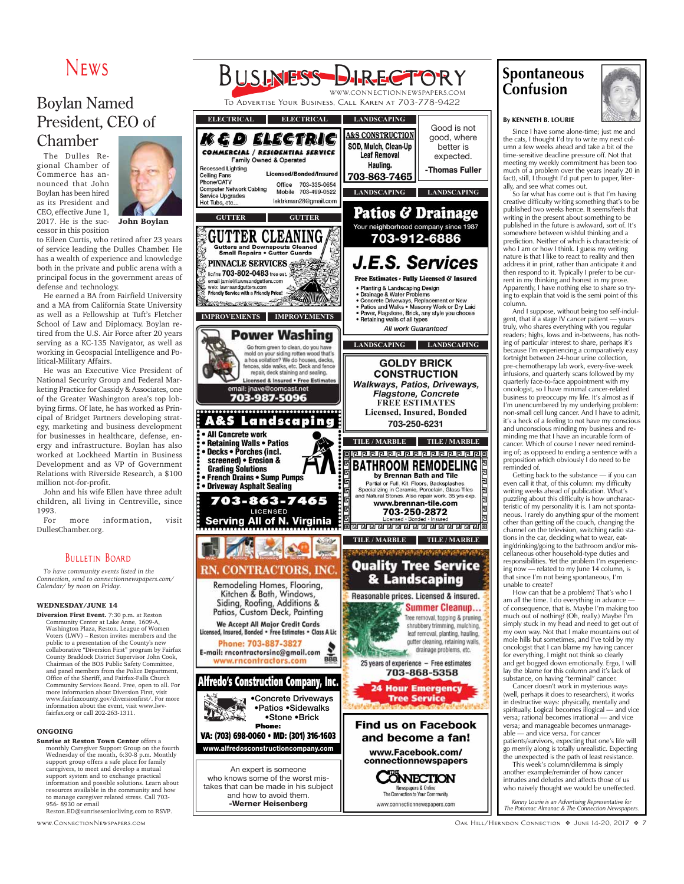# News

## Boylan Named President, CEO of Chamber

John Boylan

The Dulles Regional Chamber of Commerce has announced that John Boylan has been hired as its President and CEO, effective June 1, 2017. He is the successor in this position to Eileen Curtis, who retired after 23 years of service leading the Dulles Chamber. He has a wealth of experience and knowledge both in the private and public arena with a principal focus in the government areas of defense and technology.

He earned a BA from Fairfield University and a MA from California State University as well as a Fellowship at Tuft's Fletcher School of Law and Diplomacy. Boylan retired from the U.S. Air Force after 20 years serving as a KC-135 Navigator, as well as working in Geospacial Intelligence and Political-Military Affairs.

He was an Executive Vice President of National Security Group and Federal Marketing Practice for Cassidy & Associates, one of the Greater Washington area's top lobbying firms. Of late, he has worked as Principal of Bridget Partners developing strategy, marketing and business development for businesses in healthcare, defense, energy and infrastructure. Boylan has also worked at Lockheed Martin in Business Development and as VP of Government Relations with Riverside Research, a $100 million not-for-profit.

John and his wife Ellen have three adult children, all living in Centreville, since 1993.

For more information, visit DullesChamber.org.

## Bulletin Board

*To have community events listed in the Connection, send to connectionnewspapers.com/Calendar/ by noon on Friday.*

### WEDNESDAY/JUNE 14

**Diversion First Event.** 7:30 p.m. at Reston Community Center at Lake Anne, 1609-A, Washington Plaza, Reston. League of Women Voters (LWV) – Reston invites members and the public to a presentation of the County's new collaborative "Diversion First" program by Fairfax County Braddock District Supervisor John Cook, Chairman of the BOS Public Safety Committee, and panel members from the Police Department, Office of the Sheriff, and Fairfax-Falls Church Community Services Board. Free, open to all. For more information about Diversion First, visit www.fairfaxcounty.gov/diversionfirst/. For more information about the event, visit www.lwv-fairfax.org or call 202-263-1311.

### ONGOING

**Sunrise at Reston Town Center** offers a monthly Caregiver Support Group on the fourth Wednesday of the month, 6:30-8 p.m. Monthly support group offers a safe place for family caregivers, to meet and develop a mutual support system and to exchange practical information and possible solutions. Learn about resources available in the community and how to manage caregiver related stress. Call 703-956- 8930 or email Reston.ED@sunriseseniorliving.com to RSVP.

# Business Directory

WWW.CONNECTIONNEWSPAPERS.COM

To Advertise Your Business, Call Karen at 703-778-9422

**ELECTRICAL**

**K & D ELECTRIC**
COMMERCIAL / RESIDENTIAL SERVICE
Family Owned & Operated
Recessed Lighting
Ceiling Fans
Phone/CATV
Computer Network Cabling
Service Upgrades
Hot Tubs, etc…
Licensed/Bonded/Insured
Office 703-335-0654
Mobile 703-499-0522
lektrkman28@gmail.com

**GUTTER**

**GUTTER CLEANING**
Gutters and Downspouts Cleaned
Small Repairs • Gutter Guards
PINNACLE SERVICES
lic/ins 703-802-0483 free est.
email jamie@lawnsandgutters.com
web: lawnsandgutters.com
Friendly Service with a Friendly Price!

**IMPROVEMENTS**

**Power Washing**
Go from green to clean, do you have mold on your siding rotten wood that's a hoa violation? We do houses, decks, fences, side walks, etc. Deck and fence repair, deck staining and sealing.
Licensed & Insured • Free Estimates
email: jnave@comcast.net
703-987-5096

**A&S Landscaping**
• All Concrete work
• Retaining Walls • Patios
• Decks • Porches (incl. screened) • Erosion & Grading Solutions
• French Drains • Sump Pumps
• Driveway Asphalt Sealing
703-863-7465
LICENSED
Serving All of N. Virginia

**RN. CONTRACTORS, INC.**
Remodeling Homes, Flooring, Kitchen & Bath, Windows, Siding, Roofing, Additions & Patios, Custom Deck, Painting
We Accept All Major Credit Cards
Licensed, Insured, Bonded • Free Estimates • Class A Lic
Phone: 703-887-3827
E-mail: rncontractorsinc@gmail.com
www.rncontractors.com

**Alfredo's Construction Company, Inc.**
•Concrete Driveways
•Patios •Sidewalks
•Stone •Brick
Phone:
VA: (703) 698-0060 • MD: (301) 316-1603
www.alfredosconstructioncompany.com

An expert is someone who knows some of the worst mistakes that can be made in his subject and how to avoid them.
-Werner Heisenberg

**LANDSCAPING**

**A&S CONSTRUCTION**
SOD, Mulch, Clean-Up
Leaf Removal
Hauling.
703-863-7465

Good is not good, where better is expected.
-Thomas Fuller

**Patios & Drainage**
Your neighborhood company since 1987
703-912-6886

**J.E.S. Services**
Free Estimates - Fully Licensed & Insured
• Planting & Landscaping Design
• Drainage & Water Problems
• Concrete Driveways, Replacement or New
• Patios and Walks • Masonry Work or Dry Laid
• Paver, Flagstone, Brick, any style you choose
• Retaining walls of all types
All work Guaranteed

**GOLDY BRICK CONSTRUCTION**
Walkways, Patios, Driveways, Flagstone, Concrete
FREE ESTIMATES
Licensed, Insured, Bonded
703-250-6231

**TILE / MARBLE**

**BATHROOM REMODELING**
by Brennan Bath and Tile
Partial or Full. Kit. Floors, Backsplashes. Specializing in Ceramic, Porcelain, Glass Tiles and Natural Stones. Also repair work. 35 yrs exp.
www.brennan-tile.com
703-250-2872
Licensed • Bonded • Insured

**Quality Tree Service & Landscaping**
Reasonable prices. Licensed & insured.
Summer Cleanup…
Tree removal, topping & pruning, shrubbery trimming, mulching, leaf removal, planting, hauling, gutter cleaning, retaining walls, drainage problems, etc.
25 years of experience – Free estimates
703-868-5358
24 Hour Emergency Tree Service

**Find us on Facebook and become a fan!**
www.Facebook.com/connectionnewspapers
The Connection Newspapers & Online
The Connection to Your Community
www.connectionnewspapers.com

## Spontaneous Confusion

By KENNETH B. LOURIE

Since I have some alone-time; just me and the cats, I thought I'd try to write my next column a few weeks ahead and take a bit of the time-sensitive deadline pressure off. Not that meeting my weekly commitment has been too much of a problem over the years (nearly 20 in fact), still, I thought I'd put pen to paper, literally, and see what comes out.

So far what has come out is that I'm having creative difficulty writing something that's to be published two weeks hence. It seems/feels that writing in the present about something to be published in the future is awkward, sort of. It's somewhere between wishful thinking and a prediction. Neither of which is characteristic of who I am or how I think. I guess my writing nature is that I like to react to reality and then address it in print, rather than anticipate it and then respond to it. Typically I prefer to be current in my thinking and honest in my prose. Apparently, I have nothing else to share so trying to explain that void is the semi point of this column.

And I suppose, without being too self-indulgent, that if a stage IV cancer patient — yours truly, who shares everything with you regular readers; highs, lows and in-betweens, has nothing of particular interest to share, perhaps it's because I'm experiencing a comparatively easy fortnight between 24-hour urine collection, pre-chemotherapy lab work, every-five-week infusions, and quarterly scans followed by my quarterly face-to-face appointment with my oncologist, so I have minimal cancer-related business to preoccupy my life. It's almost as if I'm unencumbered by my underlying problem: non-small cell lung cancer. And I have to admit, it's a heck of a feeling to not have my conscious and unconscious minding my business and reminding me that I have an incurable form of cancer. Which of course I never need reminding of; as opposed to ending a sentence with a preposition which obviously I do need to be reminded of.

Getting back to the substance — if you can even call it that, of this column: my difficulty writing weeks ahead of publication. What's puzzling about this difficulty is how uncharacteristic of my personality it is. I am not spontaneous. I rarely do anything spur of the moment other than getting off the couch, changing the channel on the television, switching radio stations in the car, deciding what to wear, eating/drinking/going to the bathroom and/or miscellaneous other household-type duties and responsibilities. Yet the problem I'm experiencing now — related to my June 14 column, is that since I'm not being spontaneous, I'm unable to create?

How can that be a problem? That's who I am all the time. I do everything in advance — of consequence, that is. Maybe I'm making too much out of nothing? (Oh, really.) Maybe I'm simply stuck in my head and need to get out of my own way. Not that I make mountains out of mole hills but sometimes, and I've told by my oncologist that I can blame my having cancer for everything, I might not think so clearly and get bogged down emotionally. Ergo, I will lay the blame for this column and it's lack of substance, on having "terminal" cancer.

Cancer doesn't work in mysterious ways (well, perhaps it does to researchers), it works in destructive ways: physically, mentally and spiritually. Logical becomes illogical — and vice versa; rational becomes irrational — and vice versa; and manageable becomes unmanageable — and vice versa. For cancer patients/survivors, expecting that one's life will go merrily along is totally unrealistic. Expecting the unexpected is the path of least resistance.

This week's column/dilemma is simply another example/reminder of how cancer intrudes and deludes and affects those of us who naively thought we would be uneffected.

*Kenny Lourie is an Advertising Representative for The Potomac Almanac & The Connection Newspapers.*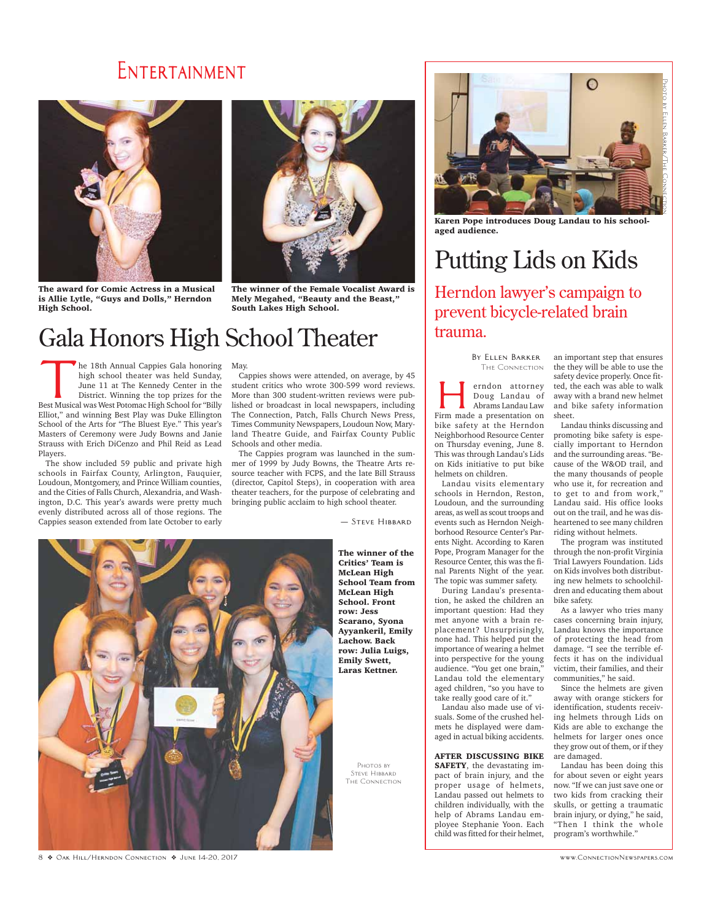# Entertainment

The award for Comic Actress in a Musical is Allie Lytle, "Guys and Dolls," Herndon High School.

The winner of the Female Vocalist Award is Mely Megahed, "Beauty and the Beast," South Lakes High School.

## Gala Honors High School Theater

The 18th Annual Cappies Gala honoring high school theater was held Sunday, June 11 at The Kennedy Center in the District. Winning the top prizes for the Best Musical was West Potomac High School for "Billy Elliot," and winning Best Play was Duke Ellington School of the Arts for "The Bluest Eye." This year's Masters of Ceremony were Judy Bowns and Janie Strauss with Erich DiCenzo and Phil Reid as Lead Players.

The show included 59 public and private high schools in Fairfax County, Arlington, Fauquier, Loudoun, Montgomery, and Prince William counties, and the Cities of Falls Church, Alexandria, and Washington, D.C. This year's awards were pretty much evenly distributed across all of those regions. The Cappies season extended from late October to early May.

Cappies shows were attended, on average, by 45 student critics who wrote 300-599 word reviews. More than 300 student-written reviews were published or broadcast in local newspapers, including The Connection, Patch, Falls Church News Press, Times Community Newspapers, Loudoun Now, Maryland Theatre Guide, and Fairfax County Public Schools and other media.

The Cappies program was launched in the summer of 1999 by Judy Bowns, the Theatre Arts resource teacher with FCPS, and the late Bill Strauss (director, Capitol Steps), in cooperation with area theater teachers, for the purpose of celebrating and bringing public acclaim to high school theater.

— Steve Hibbard

**The winner of the Critics' Team is McLean High School Team from McLean High School. Front row: Jess Scarano, Syona Ayyankeril, Emily Lachow. Back row: Julia Luigs, Emily Swett, Laras Kettner.**

Photos by Steve Hibbard The Connection

Photo by Ellen Barker/The Connection

**Karen Pope introduces Doug Landau to his school-aged audience.**

## Putting Lids on Kids

### Herndon lawyer's campaign to prevent bicycle-related brain trauma.

By Ellen Barker
The Connection

Herndon attorney Doug Landau of Abrams Landau Law Firm made a presentation on bike safety at the Herndon Neighborhood Resource Center on Thursday evening, June 8. This was through Landau's Lids on Kids initiative to put bike helmets on children.

Landau visits elementary schools in Herndon, Reston, Loudoun, and the surrounding areas, as well as scout troops and events such as Herndon Neighborhood Resource Center's Parents Night. According to Karen Pope, Program Manager for the Resource Center, this was the final Parents Night of the year. The topic was summer safety.

During Landau's presentation, he asked the children an important question: Had they met anyone with a brain replacement? Unsurprisingly, none had. This helped put the importance of wearing a helmet into perspective for the young audience. "You get one brain," Landau told the elementary aged children, "so you have to take really good care of it."

Landau also made use of visuals. Some of the crushed helmets he displayed were damaged in actual biking accidents.

**After discussing bike safety**, the devastating impact of brain injury, and the proper usage of helmets, Landau passed out helmets to children individually, with the help of Abrams Landau employee Stephanie Yoon. Each child was fitted for their helmet, an important step that ensures the they will be able to use the safety device properly. Once fitted, the each was able to walk away with a brand new helmet and bike safety information sheet.

Landau thinks discussing and promoting bike safety is especially important to Herndon and the surrounding areas. "Because of the W&OD trail, and the many thousands of people who use it, for recreation and to get to and from work," Landau said. His office looks out on the trail, and he was disheartened to see many children riding without helmets.

The program was instituted through the non-profit Virginia Trial Lawyers Foundation. Lids on Kids involves both distributing new helmets to schoolchildren and educating them about bike safety.

As a lawyer who tries many cases concerning brain injury, Landau knows the importance of protecting the head from damage. "I see the terrible effects it has on the individual victim, their families, and their communities," he said.

Since the helmets are given away with orange stickers for identification, students receiving helmets through Lids on Kids are able to exchange the helmets for larger ones once they grow out of them, or if they are damaged.

Landau has been doing this for about seven or eight years now. "If we can just save one or two kids from cracking their skulls, or getting a traumatic brain injury, or dying," he said, "Then I think the whole program's worthwhile."